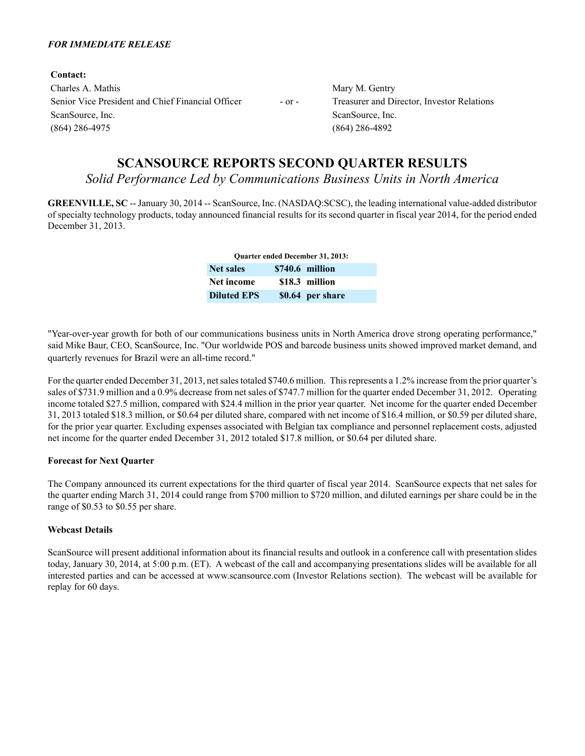*FOR IMMEDIATE RELEASE*

**Contact:**

| | | |
|---|---|---|
| Charles A. Mathis | - or - | Mary M. Gentry |
| Senior Vice President and Chief Financial Officer | | Treasurer and Director, Investor Relations |
| ScanSource, Inc. | | ScanSource, Inc. |
| (864) 286-4975 | | (864) 286-4892 |

# SCANSOURCE REPORTS SECOND QUARTER RESULTS

*Solid Performance Led by Communications Business Units in North America*

**GREENVILLE, SC** -- January 30, 2014 -- ScanSource, Inc. (NASDAQ:SCSC), the leading international value-added distributor of specialty technology products, today announced financial results for its second quarter in fiscal year 2014, for the period ended December 31, 2013.

| Quarter ended December 31, 2013: | | |
|---|---|---|
| **Net sales** | **$740.6** | **million** |
| **Net income** | **$18.3** | **million** |
| **Diluted EPS** | **$0.64** | **per share** |

"Year-over-year growth for both of our communications business units in North America drove strong operating performance," said Mike Baur, CEO, ScanSource, Inc. "Our worldwide POS and barcode business units showed improved market demand, and quarterly revenues for Brazil were an all-time record."

For the quarter ended December 31, 2013, net sales totaled $740.6 million. This represents a 1.2% increase from the prior quarter's sales of $731.9 million and a 0.9% decrease from net sales of $747.7 million for the quarter ended December 31, 2012. Operating income totaled $27.5 million, compared with $24.4 million in the prior year quarter. Net income for the quarter ended December 31, 2013 totaled $18.3 million, or $0.64 per diluted share, compared with net income of $16.4 million, or $0.59 per diluted share, for the prior year quarter. Excluding expenses associated with Belgian tax compliance and personnel replacement costs, adjusted net income for the quarter ended December 31, 2012 totaled $17.8 million, or $0.64 per diluted share.

### Forecast for Next Quarter

The Company announced its current expectations for the third quarter of fiscal year 2014. ScanSource expects that net sales for the quarter ending March 31, 2014 could range from $700 million to $720 million, and diluted earnings per share could be in the range of $0.53 to $0.55 per share.

### Webcast Details

ScanSource will present additional information about its financial results and outlook in a conference call with presentation slides today, January 30, 2014, at 5:00 p.m. (ET). A webcast of the call and accompanying presentations slides will be available for all interested parties and can be accessed at www.scansource.com (Investor Relations section). The webcast will be available for replay for 60 days.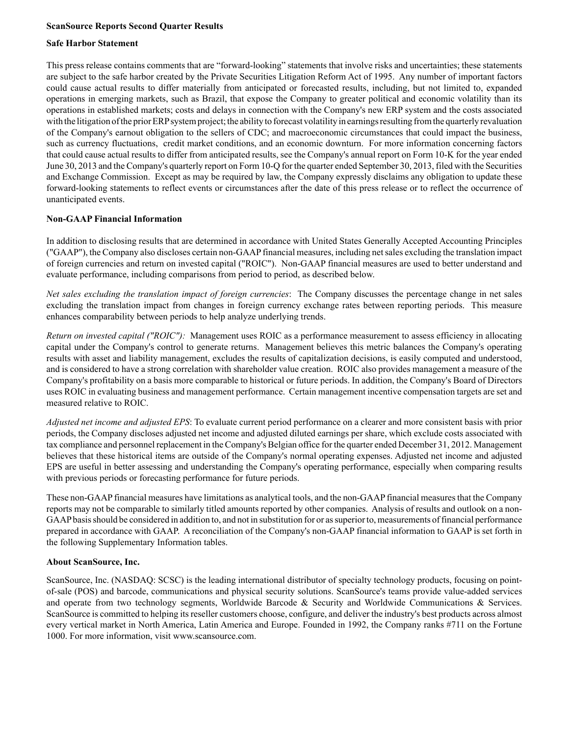**ScanSource Reports Second Quarter Results**

**Safe Harbor Statement**

This press release contains comments that are "forward-looking" statements that involve risks and uncertainties; these statements are subject to the safe harbor created by the Private Securities Litigation Reform Act of 1995. Any number of important factors could cause actual results to differ materially from anticipated or forecasted results, including, but not limited to, expanded operations in emerging markets, such as Brazil, that expose the Company to greater political and economic volatility than its operations in established markets; costs and delays in connection with the Company's new ERP system and the costs associated with the litigation of the prior ERP system project; the ability to forecast volatility in earnings resulting from the quarterly revaluation of the Company's earnout obligation to the sellers of CDC; and macroeconomic circumstances that could impact the business, such as currency fluctuations, credit market conditions, and an economic downturn. For more information concerning factors that could cause actual results to differ from anticipated results, see the Company's annual report on Form 10-K for the year ended June 30, 2013 and the Company's quarterly report on Form 10-Q for the quarter ended September 30, 2013, filed with the Securities and Exchange Commission. Except as may be required by law, the Company expressly disclaims any obligation to update these forward-looking statements to reflect events or circumstances after the date of this press release or to reflect the occurrence of unanticipated events.

**Non-GAAP Financial Information**

In addition to disclosing results that are determined in accordance with United States Generally Accepted Accounting Principles ("GAAP"), the Company also discloses certain non-GAAP financial measures, including net sales excluding the translation impact of foreign currencies and return on invested capital ("ROIC"). Non-GAAP financial measures are used to better understand and evaluate performance, including comparisons from period to period, as described below.

*Net sales excluding the translation impact of foreign currencies*: The Company discusses the percentage change in net sales excluding the translation impact from changes in foreign currency exchange rates between reporting periods. This measure enhances comparability between periods to help analyze underlying trends.

*Return on invested capital ("ROIC"):* Management uses ROIC as a performance measurement to assess efficiency in allocating capital under the Company's control to generate returns. Management believes this metric balances the Company's operating results with asset and liability management, excludes the results of capitalization decisions, is easily computed and understood, and is considered to have a strong correlation with shareholder value creation. ROIC also provides management a measure of the Company's profitability on a basis more comparable to historical or future periods. In addition, the Company's Board of Directors uses ROIC in evaluating business and management performance. Certain management incentive compensation targets are set and measured relative to ROIC.

*Adjusted net income and adjusted EPS*: To evaluate current period performance on a clearer and more consistent basis with prior periods, the Company discloses adjusted net income and adjusted diluted earnings per share, which exclude costs associated with tax compliance and personnel replacement in the Company's Belgian office for the quarter ended December 31, 2012. Management believes that these historical items are outside of the Company's normal operating expenses. Adjusted net income and adjusted EPS are useful in better assessing and understanding the Company's operating performance, especially when comparing results with previous periods or forecasting performance for future periods.

These non-GAAP financial measures have limitations as analytical tools, and the non-GAAP financial measures that the Company reports may not be comparable to similarly titled amounts reported by other companies. Analysis of results and outlook on a non-GAAP basis should be considered in addition to, and not in substitution for or as superior to, measurements of financial performance prepared in accordance with GAAP. A reconciliation of the Company's non-GAAP financial information to GAAP is set forth in the following Supplementary Information tables.

**About ScanSource, Inc.**

ScanSource, Inc. (NASDAQ: SCSC) is the leading international distributor of specialty technology products, focusing on point-of-sale (POS) and barcode, communications and physical security solutions. ScanSource's teams provide value-added services and operate from two technology segments, Worldwide Barcode & Security and Worldwide Communications & Services. ScanSource is committed to helping its reseller customers choose, configure, and deliver the industry's best products across almost every vertical market in North America, Latin America and Europe. Founded in 1992, the Company ranks #711 on the Fortune 1000. For more information, visit www.scansource.com.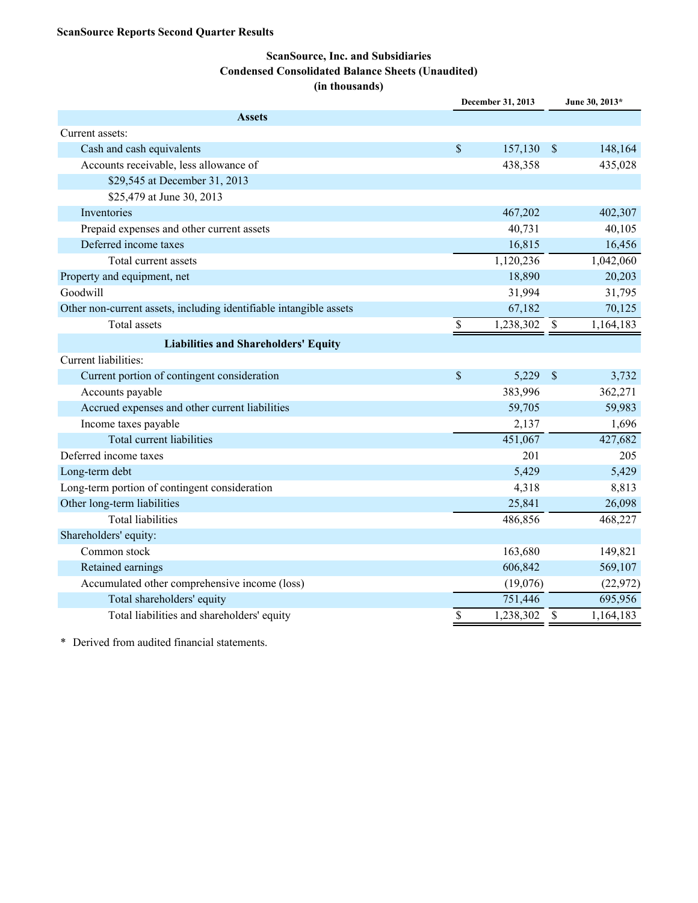**ScanSource Reports Second Quarter Results**

**ScanSource, Inc. and Subsidiaries**
**Condensed Consolidated Balance Sheets (Unaudited)**
**(in thousands)**

| | December 31, 2013 | June 30, 2013* |
|---|---|---|
| **Assets** | | |
| Current assets: | | |
| Cash and cash equivalents | $ 157,130 | $ 148,164 |
| Accounts receivable, less allowance of | 438,358 | 435,028 |
| $29,545 at December 31, 2013 | | |
| $25,479 at June 30, 2013 | | |
| Inventories | 467,202 | 402,307 |
| Prepaid expenses and other current assets | 40,731 | 40,105 |
| Deferred income taxes | 16,815 | 16,456 |
| Total current assets | 1,120,236 | 1,042,060 |
| Property and equipment, net | 18,890 | 20,203 |
| Goodwill | 31,994 | 31,795 |
| Other non-current assets, including identifiable intangible assets | 67,182 | 70,125 |
| Total assets | $ 1,238,302 | $ 1,164,183 |
| **Liabilities and Shareholders' Equity** | | |
| Current liabilities: | | |
| Current portion of contingent consideration | $ 5,229 | $ 3,732 |
| Accounts payable | 383,996 | 362,271 |
| Accrued expenses and other current liabilities | 59,705 | 59,983 |
| Income taxes payable | 2,137 | 1,696 |
| Total current liabilities | 451,067 | 427,682 |
| Deferred income taxes | 201 | 205 |
| Long-term debt | 5,429 | 5,429 |
| Long-term portion of contingent consideration | 4,318 | 8,813 |
| Other long-term liabilities | 25,841 | 26,098 |
| Total liabilities | 486,856 | 468,227 |
| Shareholders' equity: | | |
| Common stock | 163,680 | 149,821 |
| Retained earnings | 606,842 | 569,107 |
| Accumulated other comprehensive income (loss) | (19,076) | (22,972) |
| Total shareholders' equity | 751,446 | 695,956 |
| Total liabilities and shareholders' equity | $ 1,238,302 | $ 1,164,183 |

* Derived from audited financial statements.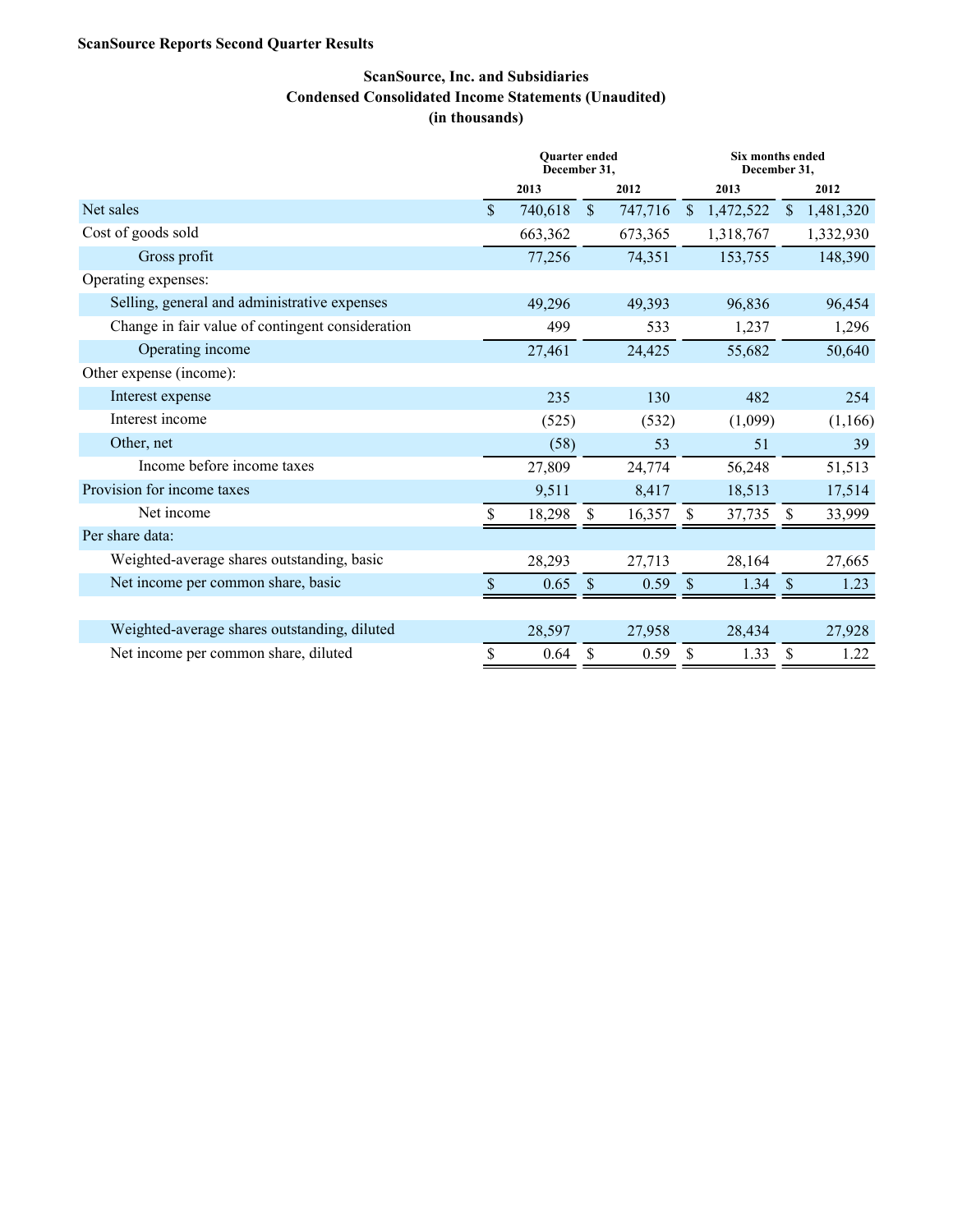**ScanSource Reports Second Quarter Results**

## ScanSource, Inc. and Subsidiaries
## Condensed Consolidated Income Statements (Unaudited)
## (in thousands)

| | Quarter ended December 31, | | Six months ended December 31, | |
|---|---|---|---|---|
| | 2013 | 2012 | 2013 | 2012 |
| Net sales | $ 740,618 | $ 747,716 | $ 1,472,522 | $ 1,481,320 |
| Cost of goods sold | 663,362 | 673,365 | 1,318,767 | 1,332,930 |
| Gross profit | 77,256 | 74,351 | 153,755 | 148,390 |
| Operating expenses: | | | | |
| Selling, general and administrative expenses | 49,296 | 49,393 | 96,836 | 96,454 |
| Change in fair value of contingent consideration | 499 | 533 | 1,237 | 1,296 |
| Operating income | 27,461 | 24,425 | 55,682 | 50,640 |
| Other expense (income): | | | | |
| Interest expense | 235 | 130 | 482 | 254 |
| Interest income | (525) | (532) | (1,099) | (1,166) |
| Other, net | (58) | 53 | 51 | 39 |
| Income before income taxes | 27,809 | 24,774 | 56,248 | 51,513 |
| Provision for income taxes | 9,511 | 8,417 | 18,513 | 17,514 |
| Net income | $ 18,298 | $ 16,357 | $ 37,735 | $ 33,999 |
| Per share data: | | | | |
| Weighted-average shares outstanding, basic | 28,293 | 27,713 | 28,164 | 27,665 |
| Net income per common share, basic | $ 0.65 | $ 0.59 | $ 1.34 | $ 1.23 |
| Weighted-average shares outstanding, diluted | 28,597 | 27,958 | 28,434 | 27,928 |
| Net income per common share, diluted | $ 0.64 | $ 0.59 | $ 1.33 | $ 1.22 |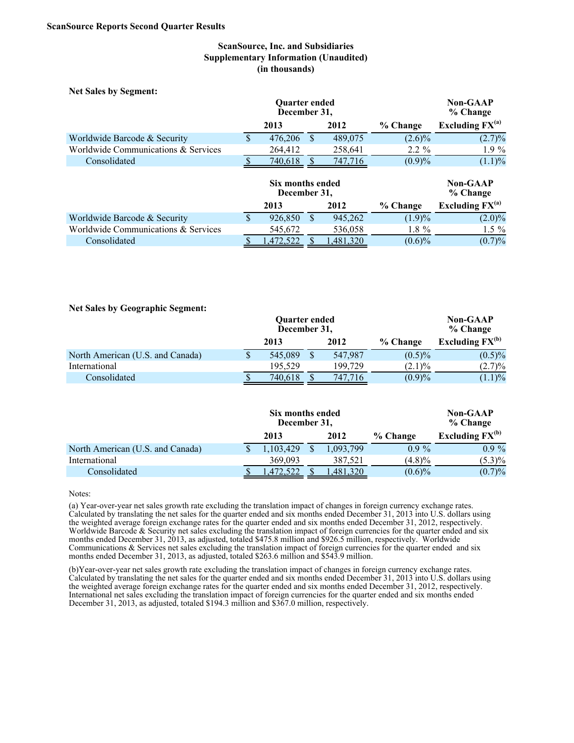**ScanSource Reports Second Quarter Results**

## ScanSource, Inc. and Subsidiaries
## Supplementary Information (Unaudited)
## (in thousands)

**Net Sales by Segment:**

| | Quarter ended December 31, | | | Non-GAAP % Change |
|---|---|---|---|---|
| | 2013 | 2012 | % Change | Excluding FX[(a)] |
| Worldwide Barcode & Security | $ 476,206 | $ 489,075 | (2.6)% | (2.7)% |
| Worldwide Communications & Services | 264,412 | 258,641 | 2.2 % | 1.9 % |
| Consolidated | $ 740,618 | $ 747,716 | (0.9)% | (1.1)% |

| | Six months ended December 31, | | | Non-GAAP % Change |
|---|---|---|---|---|
| | 2013 | 2012 | % Change | Excluding FX[(a)] |
| Worldwide Barcode & Security | $ 926,850 | $ 945,262 | (1.9)% | (2.0)% |
| Worldwide Communications & Services | 545,672 | 536,058 | 1.8 % | 1.5 % |
| Consolidated | $ 1,472,522 | $ 1,481,320 | (0.6)% | (0.7)% |

**Net Sales by Geographic Segment:**

| | Quarter ended December 31, | | | Non-GAAP % Change |
|---|---|---|---|---|
| | 2013 | 2012 | % Change | Excluding FX[(b)] |
| North American (U.S. and Canada) | $ 545,089 | $ 547,987 | (0.5)% | (0.5)% |
| International | 195,529 | 199,729 | (2.1)% | (2.7)% |
| Consolidated | $ 740,618 | $ 747,716 | (0.9)% | (1.1)% |

| | Six months ended December 31, | | | Non-GAAP % Change |
|---|---|---|---|---|
| | 2013 | 2012 | % Change | Excluding FX[(b)] |
| North American (U.S. and Canada) | $ 1,103,429 | $ 1,093,799 | 0.9 % | 0.9 % |
| International | 369,093 | 387,521 | (4.8)% | (5.3)% |
| Consolidated | $ 1,472,522 | $ 1,481,320 | (0.6)% | (0.7)% |

Notes:

(a) Year-over-year net sales growth rate excluding the translation impact of changes in foreign currency exchange rates. Calculated by translating the net sales for the quarter ended and six months ended December 31, 2013 into U.S. dollars using the weighted average foreign exchange rates for the quarter ended and six months ended December 31, 2012, respectively. Worldwide Barcode & Security net sales excluding the translation impact of foreign currencies for the quarter ended and six months ended December 31, 2013, as adjusted, totaled $475.8 million and $926.5 million, respectively. Worldwide Communications & Services net sales excluding the translation impact of foreign currencies for the quarter ended and six months ended December 31, 2013, as adjusted, totaled $263.6 million and $543.9 million.

(b)Year-over-year net sales growth rate excluding the translation impact of changes in foreign currency exchange rates. Calculated by translating the net sales for the quarter ended and six months ended December 31, 2013 into U.S. dollars using the weighted average foreign exchange rates for the quarter ended and six months ended December 31, 2012, respectively. International net sales excluding the translation impact of foreign currencies for the quarter ended and six months ended December 31, 2013, as adjusted, totaled $194.3 million and $367.0 million, respectively.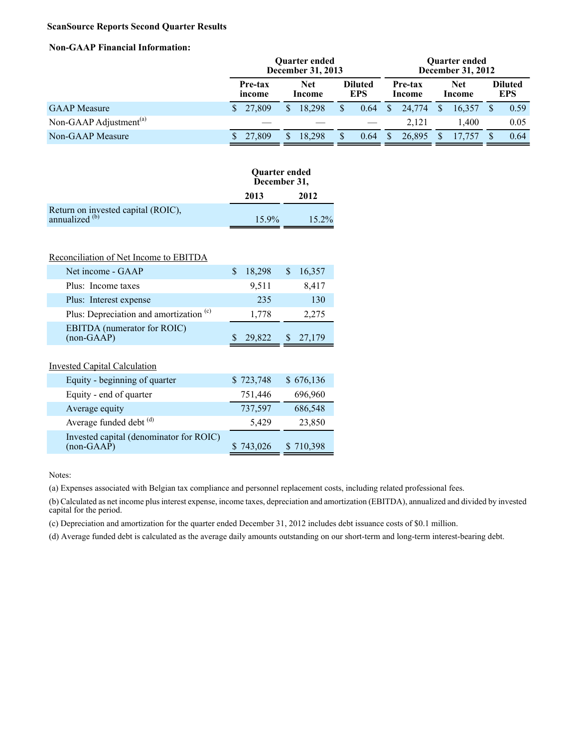**ScanSource Reports Second Quarter Results**

**Non-GAAP Financial Information:**

| | Quarter ended December 31, 2013 | | | Quarter ended December 31, 2012 | | |
|---|---|---|---|---|---|---|
| | Pre-tax income | Net Income | Diluted EPS | Pre-tax Income | Net Income | Diluted EPS |
| GAAP Measure | $ 27,809 | $ 18,298 | $ 0.64 | $ 24,774 | $ 16,357 | $ 0.59 |
| Non-GAAP Adjustment[(a)] | — | — | — | 2,121 | 1,400 | 0.05 |
| Non-GAAP Measure | $ 27,809 | $ 18,298 | $ 0.64 | $ 26,895 | $ 17,757 | $ 0.64 |

| | Quarter ended December 31, | |
|---|---|---|
| | 2013 | 2012 |
| Return on invested capital (ROIC), annualized [(b)] | 15.9% | 15.2% |
| **Reconciliation of Net Income to EBITDA** | | |
| Net income - GAAP | $ 18,298 | $ 16,357 |
| Plus: Income taxes | 9,511 | 8,417 |
| Plus: Interest expense | 235 | 130 |
| Plus: Depreciation and amortization [(c)] | 1,778 | 2,275 |
| EBITDA (numerator for ROIC) (non-GAAP) | $ 29,822 | $ 27,179 |
| **Invested Capital Calculation** | | |
| Equity - beginning of quarter | $ 723,748 | $ 676,136 |
| Equity - end of quarter | 751,446 | 696,960 |
| Average equity | 737,597 | 686,548 |
| Average funded debt [(d)] | 5,429 | 23,850 |
| Invested capital (denominator for ROIC) (non-GAAP) | $ 743,026 | $ 710,398 |

Notes:

(a) Expenses associated with Belgian tax compliance and personnel replacement costs, including related professional fees.

(b) Calculated as net income plus interest expense, income taxes, depreciation and amortization (EBITDA), annualized and divided by invested capital for the period.

(c) Depreciation and amortization for the quarter ended December 31, 2012 includes debt issuance costs of $0.1 million.

(d) Average funded debt is calculated as the average daily amounts outstanding on our short-term and long-term interest-bearing debt.